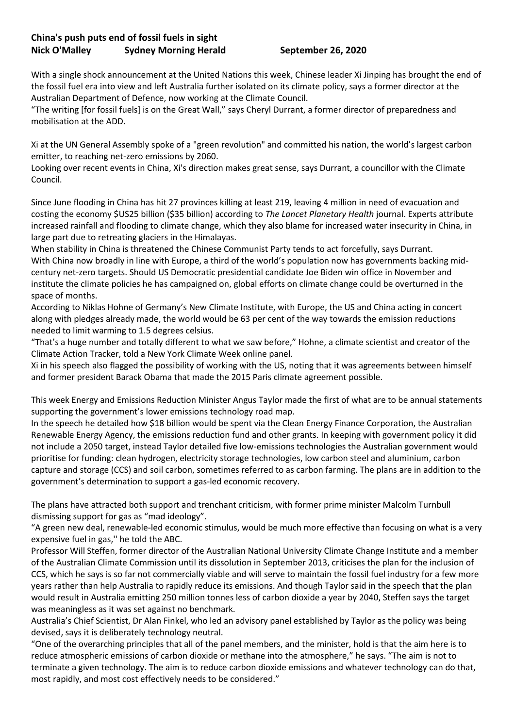**China's push puts end of fossil fuels in sight**
**Nick O'Malley Sydney Morning Herald September 26, 2020**

With a single shock announcement at the United Nations this week, Chinese leader Xi Jinping has brought the end of the fossil fuel era into view and left Australia further isolated on its climate policy, says a former director at the Australian Department of Defence, now working at the Climate Council.

"The writing [for fossil fuels] is on the Great Wall," says Cheryl Durrant, a former director of preparedness and mobilisation at the ADD.

Xi at the UN General Assembly spoke of a "green revolution" and committed his nation, the world's largest carbon emitter, to reaching net-zero emissions by 2060.

Looking over recent events in China, Xi's direction makes great sense, says Durrant, a councillor with the Climate Council.

Since June flooding in China has hit 27 provinces killing at least 219, leaving 4 million in need of evacuation and costing the economy $US25 billion ($35 billion) according to *The Lancet Planetary Health* journal. Experts attribute increased rainfall and flooding to climate change, which they also blame for increased water insecurity in China, in large part due to retreating glaciers in the Himalayas.

When stability in China is threatened the Chinese Communist Party tends to act forcefully, says Durrant.

With China now broadly in line with Europe, a third of the world's population now has governments backing mid-century net-zero targets. Should US Democratic presidential candidate Joe Biden win office in November and institute the climate policies he has campaigned on, global efforts on climate change could be overturned in the space of months.

According to Niklas Hohne of Germany's New Climate Institute, with Europe, the US and China acting in concert along with pledges already made, the world would be 63 per cent of the way towards the emission reductions needed to limit warming to 1.5 degrees celsius.

"That's a huge number and totally different to what we saw before," Hohne, a climate scientist and creator of the Climate Action Tracker, told a New York Climate Week online panel.

Xi in his speech also flagged the possibility of working with the US, noting that it was agreements between himself and former president Barack Obama that made the 2015 Paris climate agreement possible.

This week Energy and Emissions Reduction Minister Angus Taylor made the first of what are to be annual statements supporting the government's lower emissions technology road map.

In the speech he detailed how $18 billion would be spent via the Clean Energy Finance Corporation, the Australian Renewable Energy Agency, the emissions reduction fund and other grants. In keeping with government policy it did not include a 2050 target, instead Taylor detailed five low-emissions technologies the Australian government would prioritise for funding: clean hydrogen, electricity storage technologies, low carbon steel and aluminium, carbon capture and storage (CCS) and soil carbon, sometimes referred to as carbon farming. The plans are in addition to the government's determination to support a gas-led economic recovery.

The plans have attracted both support and trenchant criticism, with former prime minister Malcolm Turnbull dismissing support for gas as "mad ideology".

"A green new deal, renewable-led economic stimulus, would be much more effective than focusing on what is a very expensive fuel in gas,'' he told the ABC.

Professor Will Steffen, former director of the Australian National University Climate Change Institute and a member of the Australian Climate Commission until its dissolution in September 2013, criticises the plan for the inclusion of CCS, which he says is so far not commercially viable and will serve to maintain the fossil fuel industry for a few more years rather than help Australia to rapidly reduce its emissions. And though Taylor said in the speech that the plan would result in Australia emitting 250 million tonnes less of carbon dioxide a year by 2040, Steffen says the target was meaningless as it was set against no benchmark.

Australia's Chief Scientist, Dr Alan Finkel, who led an advisory panel established by Taylor as the policy was being devised, says it is deliberately technology neutral.

"One of the overarching principles that all of the panel members, and the minister, hold is that the aim here is to reduce atmospheric emissions of carbon dioxide or methane into the atmosphere," he says. "The aim is not to terminate a given technology. The aim is to reduce carbon dioxide emissions and whatever technology can do that, most rapidly, and most cost effectively needs to be considered."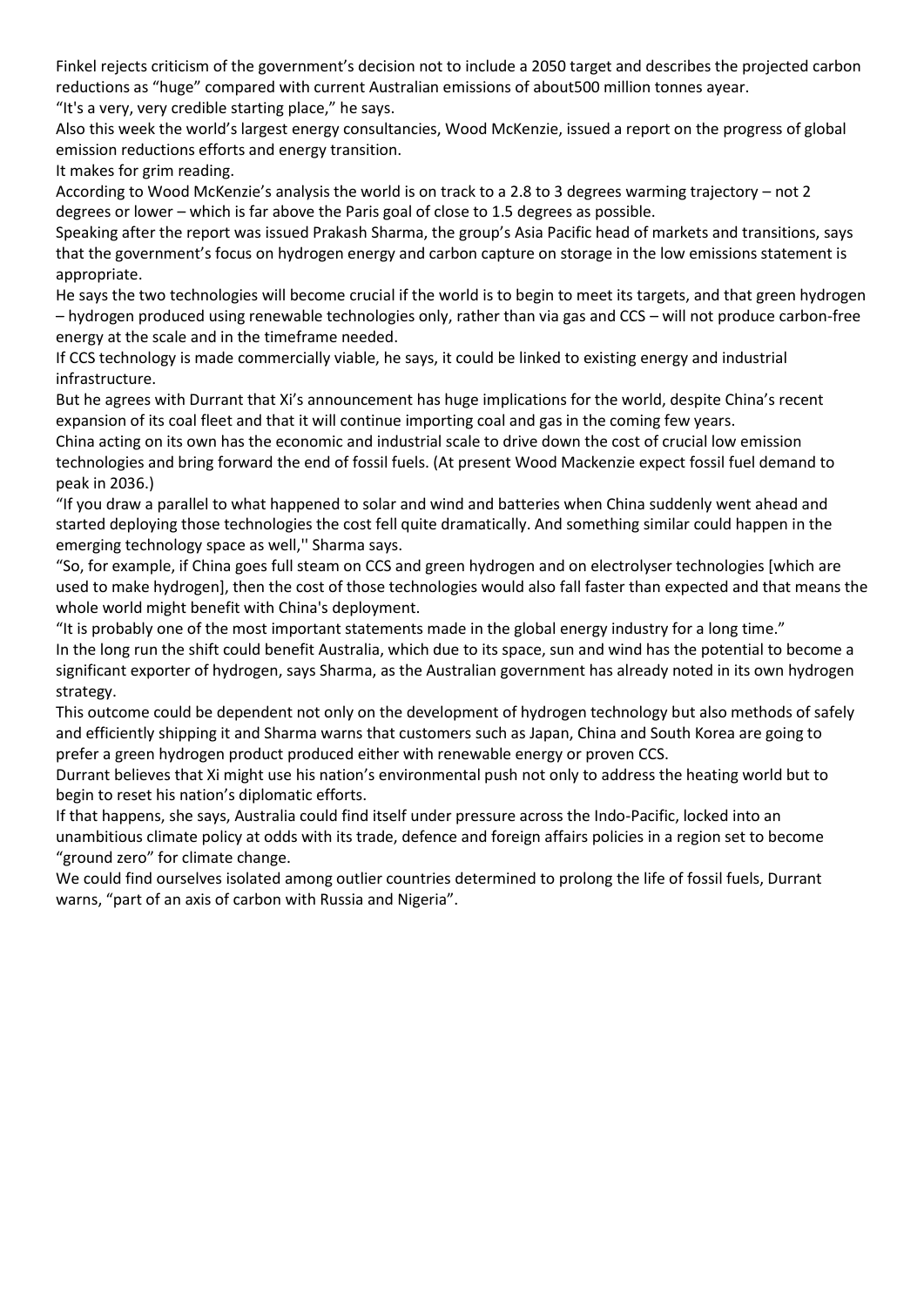Finkel rejects criticism of the government's decision not to include a 2050 target and describes the projected carbon reductions as "huge" compared with current Australian emissions of about500 million tonnes ayear.

"It's a very, very credible starting place," he says.

Also this week the world's largest energy consultancies, Wood McKenzie, issued a report on the progress of global emission reductions efforts and energy transition.

It makes for grim reading.

According to Wood McKenzie's analysis the world is on track to a 2.8 to 3 degrees warming trajectory – not 2 degrees or lower – which is far above the Paris goal of close to 1.5 degrees as possible.

Speaking after the report was issued Prakash Sharma, the group's Asia Pacific head of markets and transitions, says that the government's focus on hydrogen energy and carbon capture on storage in the low emissions statement is appropriate.

He says the two technologies will become crucial if the world is to begin to meet its targets, and that green hydrogen – hydrogen produced using renewable technologies only, rather than via gas and CCS – will not produce carbon-free energy at the scale and in the timeframe needed.

If CCS technology is made commercially viable, he says, it could be linked to existing energy and industrial infrastructure.

But he agrees with Durrant that Xi's announcement has huge implications for the world, despite China's recent expansion of its coal fleet and that it will continue importing coal and gas in the coming few years.

China acting on its own has the economic and industrial scale to drive down the cost of crucial low emission technologies and bring forward the end of fossil fuels. (At present Wood Mackenzie expect fossil fuel demand to peak in 2036.)

"If you draw a parallel to what happened to solar and wind and batteries when China suddenly went ahead and started deploying those technologies the cost fell quite dramatically. And something similar could happen in the emerging technology space as well,'' Sharma says.

"So, for example, if China goes full steam on CCS and green hydrogen and on electrolyser technologies [which are used to make hydrogen], then the cost of those technologies would also fall faster than expected and that means the whole world might benefit with China's deployment.

"It is probably one of the most important statements made in the global energy industry for a long time."

In the long run the shift could benefit Australia, which due to its space, sun and wind has the potential to become a significant exporter of hydrogen, says Sharma, as the Australian government has already noted in its own hydrogen strategy.

This outcome could be dependent not only on the development of hydrogen technology but also methods of safely and efficiently shipping it and Sharma warns that customers such as Japan, China and South Korea are going to prefer a green hydrogen product produced either with renewable energy or proven CCS.

Durrant believes that Xi might use his nation's environmental push not only to address the heating world but to begin to reset his nation's diplomatic efforts.

If that happens, she says, Australia could find itself under pressure across the Indo-Pacific, locked into an unambitious climate policy at odds with its trade, defence and foreign affairs policies in a region set to become "ground zero" for climate change.

We could find ourselves isolated among outlier countries determined to prolong the life of fossil fuels, Durrant warns, "part of an axis of carbon with Russia and Nigeria".